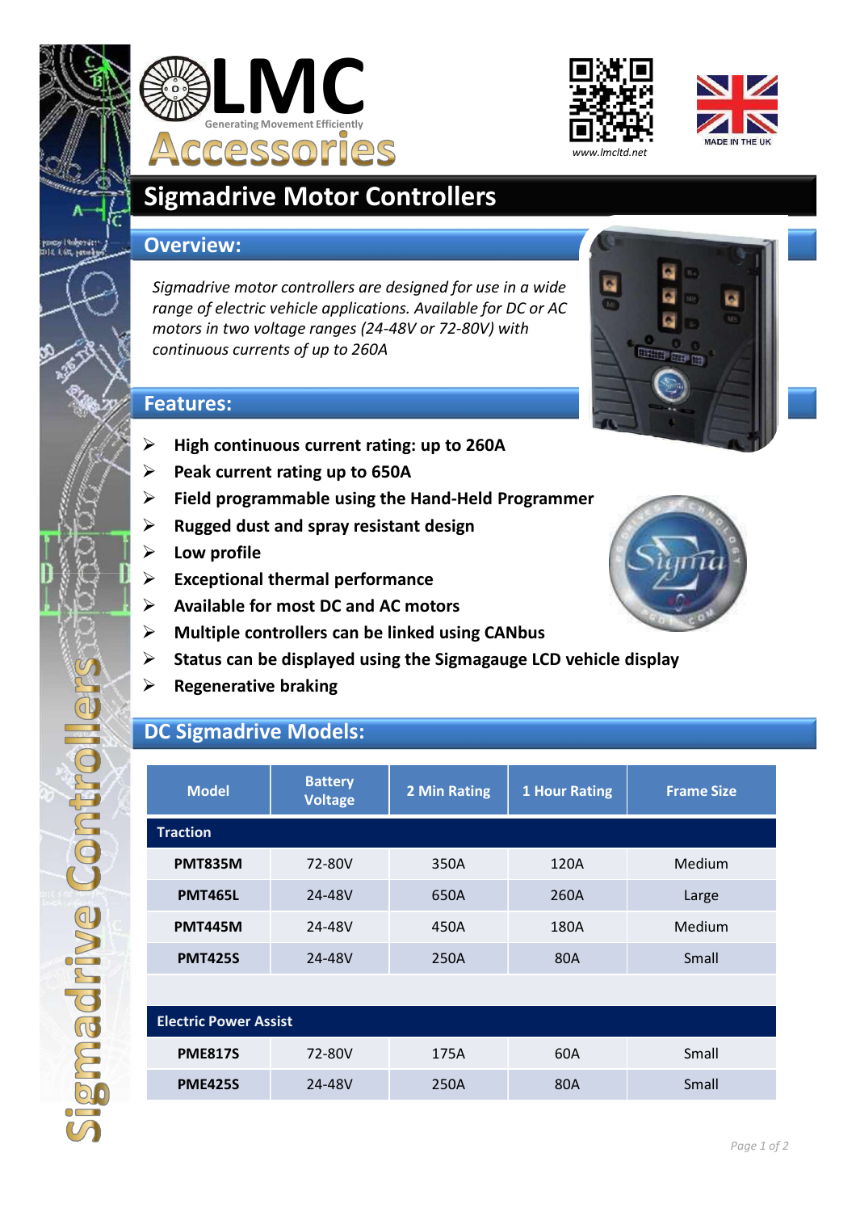# LMC Accessories

Generating Movement Efficiently

www.lmcltd.net

MADE IN THE UK

## Sigmadrive Motor Controllers

### Overview:

*Sigmadrive motor controllers are designed for use in a wide range of electric vehicle applications. Available for DC or AC motors in two voltage ranges (24-48V or 72-80V) with continuous currents of up to 260A*

### Features:

- **High continuous current rating: up to 260A**
- **Peak current rating up to 650A**
- **Field programmable using the Hand-Held Programmer**
- **Rugged dust and spray resistant design**
- **Low profile**
- **Exceptional thermal performance**
- **Available for most DC and AC motors**
- **Multiple controllers can be linked using CANbus**
- **Status can be displayed using the Sigmagauge LCD vehicle display**
- **Regenerative braking**

### DC Sigmadrive Models:

| Model | Battery Voltage | 2 Min Rating | 1 Hour Rating | Frame Size |
|---|---|---|---|---|
| **Traction** | | | | |
| **PMT835M** | 72-80V | 350A | 120A | Medium |
| **PMT465L** | 24-48V | 650A | 260A | Large |
| **PMT445M** | 24-48V | 450A | 180A | Medium |
| **PMT425S** | 24-48V | 250A | 80A | Small |
| | | | | |
| **Electric Power Assist** | | | | |
| **PME817S** | 72-80V | 175A | 60A | Small |
| **PME425S** | 24-48V | 250A | 80A | Small |

Sigmadrive Controllers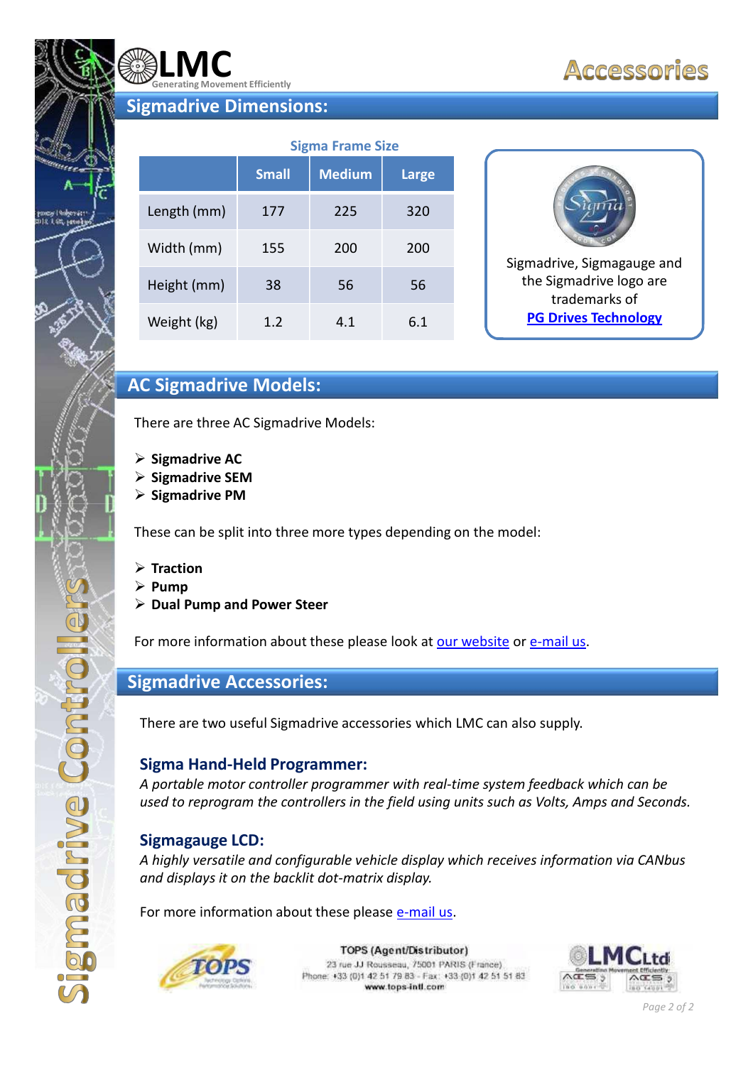## Sigmadrive Dimensions:

| Sigma Frame Size | Small | Medium | Large |
|---|---|---|---|
| Length (mm) | 177 | 225 | 320 |
| Width (mm) | 155 | 200 | 200 |
| Height (mm) | 38 | 56 | 56 |
| Weight (kg) | 1.2 | 4.1 | 6.1 |

Sigmadrive, Sigmagauge and the Sigmadrive logo are trademarks of [PG Drives Technology]

## AC Sigmadrive Models:

There are three AC Sigmadrive Models:

- **Sigmadrive AC**
- **Sigmadrive SEM**
- **Sigmadrive PM**

These can be split into three more types depending on the model:

- **Traction**
- **Pump**
- **Dual Pump and Power Steer**

For more information about these please look at our website or e-mail us.

## Sigmadrive Accessories:

There are two useful Sigmadrive accessories which LMC can also supply.

### Sigma Hand-Held Programmer:

*A portable motor controller programmer with real-time system feedback which can be used to reprogram the controllers in the field using units such as Volts, Amps and Seconds.*

### Sigmagauge LCD:

*A highly versatile and configurable vehicle display which receives information via CANbus and displays it on the backlit dot-matrix display.*

For more information about these please e-mail us.

TOPS (Agent/Distributor)
23 rue JJ Rousseau, 75001 PARIS (France)
Phone: +33 (0)1 42 51 79 83 - Fax: +33 (0)1 42 51 51 83
www.tops-intl.com